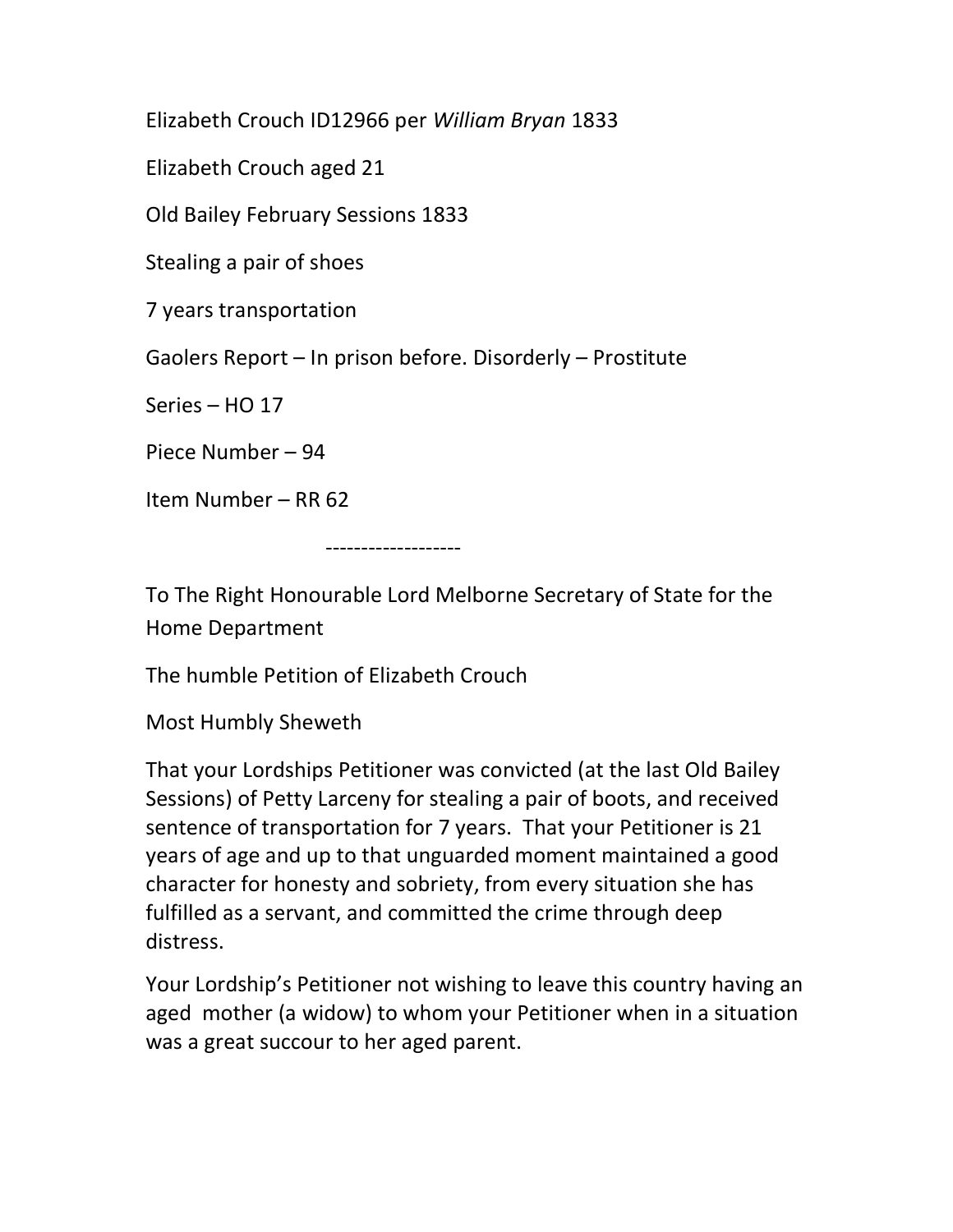Elizabeth Crouch ID12966 per *William Bryan* 1833

Elizabeth Crouch aged 21

Old Bailey February Sessions 1833

Stealing a pair of shoes

7 years transportation

Gaolers Report – In prison before. Disorderly – Prostitute

Series – HO 17

Piece Number – 94

Item Number – RR 62

-------------------

To The Right Honourable Lord Melborne Secretary of State for the Home Department

The humble Petition of Elizabeth Crouch

Most Humbly Sheweth

That your Lordships Petitioner was convicted (at the last Old Bailey Sessions) of Petty Larceny for stealing a pair of boots, and received sentence of transportation for 7 years. That your Petitioner is 21 years of age and up to that unguarded moment maintained a good character for honesty and sobriety, from every situation she has fulfilled as a servant, and committed the crime through deep distress.

Your Lordship's Petitioner not wishing to leave this country having an aged mother (a widow) to whom your Petitioner when in a situation was a great succour to her aged parent.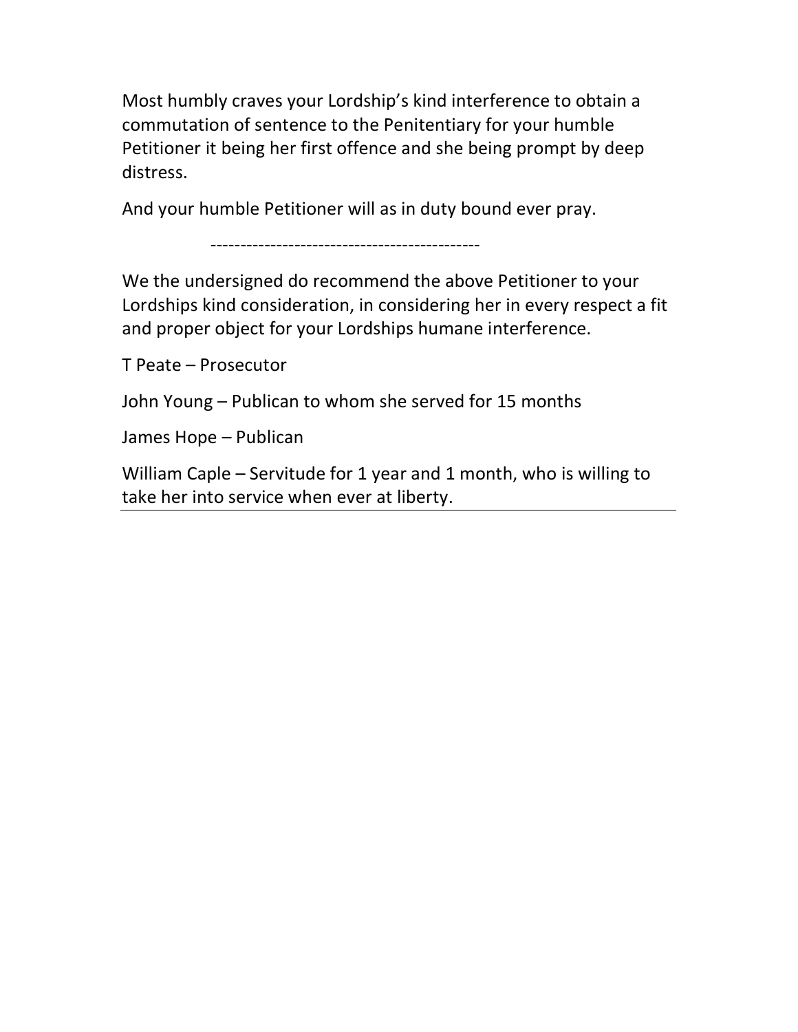Most humbly craves your Lordship's kind interference to obtain a commutation of sentence to the Penitentiary for your humble Petitioner it being her first offence and she being prompt by deep distress.

And your humble Petitioner will as in duty bound ever pray.

---

We the undersigned do recommend the above Petitioner to your Lordships kind consideration, in considering her in every respect a fit and proper object for your Lordships humane interference.

T Peate – Prosecutor

John Young – Publican to whom she served for 15 months

James Hope – Publican

William Caple – Servitude for 1 year and 1 month, who is willing to take her into service when ever at liberty.